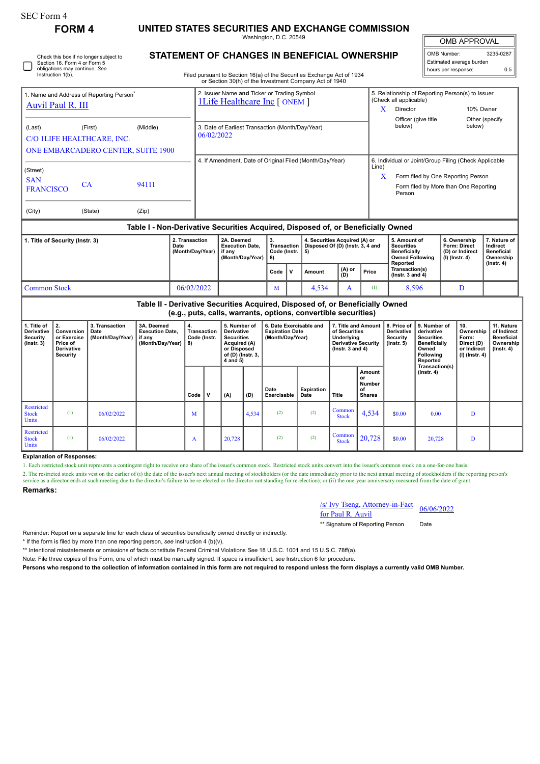SEC Form 4

**FORM 4**

# UNITED STATES SECURITIES AND EXCHANGE COMMISSION

Washington, D.C. 20549

## STATEMENT OF CHANGES IN BENEFICIAL OWNERSHIP

Filed pursuant to Section 16(a) of the Securities Exchange Act of 1934 or Section 30(h) of the Investment Company Act of 1940

| OMB APPROVAL | |
|---|---|
| OMB Number: | 3235-0287 |
| Estimated average burden | |
| hours per response: | 0.5 |

☐ Check this box if no longer subject to Section 16. Form 4 or Form 5 obligations may continue. *See* Instruction 1(b).

1. Name and Address of Reporting Person*
Auvil Paul R. III

(Last) (First) (Middle)
C/O 1LIFE HEALTHCARE, INC.
ONE EMBARCADERO CENTER, SUITE 1900

(Street)
SAN FRANCISCO CA 94111

(City) (State) (Zip)

2. Issuer Name **and** Ticker or Trading Symbol
1Life Healthcare Inc [ ONEM ]

3. Date of Earliest Transaction (Month/Day/Year)
06/02/2022

4. If Amendment, Date of Original Filed (Month/Day/Year)

5. Relationship of Reporting Person(s) to Issuer (Check all applicable)
X Director
10% Owner
Officer (give title below)
Other (specify below)

6. Individual or Joint/Group Filing (Check Applicable Line)
X Form filed by One Reporting Person
Form filed by More than One Reporting Person

### Table I - Non-Derivative Securities Acquired, Disposed of, or Beneficially Owned

| 1. Title of Security (Instr. 3) | 2. Transaction Date (Month/Day/Year) | 2A. Deemed Execution Date, if any (Month/Day/Year) | 3. Transaction Code (Instr. 8) | | 4. Securities Acquired (A) or Disposed Of (D) (Instr. 3, 4 and 5) | | | 5. Amount of Securities Beneficially Owned Following Reported Transaction(s) (Instr. 3 and 4) | 6. Ownership Form: Direct (D) or Indirect (I) (Instr. 4) | 7. Nature of Indirect Beneficial Ownership (Instr. 4) |
|---|---|---|---|---|---|---|---|---|---|---|
| | | | Code | V | Amount | (A) or (D) | Price | | | |
| Common Stock | 06/02/2022 | | M | | 4,534 | A | (1) | 8,596 | D | |

### Table II - Derivative Securities Acquired, Disposed of, or Beneficially Owned (e.g., puts, calls, warrants, options, convertible securities)

| 1. Title of Derivative Security (Instr. 3) | 2. Conversion or Exercise Price of Derivative Security | 3. Transaction Date (Month/Day/Year) | 3A. Deemed Execution Date, if any (Month/Day/Year) | 4. Transaction Code (Instr. 8) | | 5. Number of Derivative Securities Acquired (A) or Disposed of (D) (Instr. 3, 4 and 5) | | 6. Date Exercisable and Expiration Date (Month/Day/Year) | | 7. Title and Amount of Securities Underlying Derivative Security (Instr. 3 and 4) | | 8. Price of Derivative Security (Instr. 5) | 9. Number of derivative Securities Beneficially Owned Following Reported Transaction(s) (Instr. 4) | 10. Ownership Form: Direct (D) or Indirect (I) (Instr. 4) | 11. Nature of Indirect Beneficial Ownership (Instr. 4) |
|---|---|---|---|---|---|---|---|---|---|---|---|---|---|---|---|
| | | | | Code | V | (A) | (D) | Date Exercisable | Expiration Date | Title | Amount or Number of Shares | | | | |
| Restricted Stock Units | (1) | 06/02/2022 | | M | | | 4,534 | (2) | (2) | Common Stock | 4,534 | $0.00 | 0.00 | D | |
| Restricted Stock Units | (1) | 06/02/2022 | | A | | 20,728 | | (2) | (2) | Common Stock | 20,728 | $0.00 | 20,728 | D | |

**Explanation of Responses:**

1. Each restricted stock unit represents a contingent right to receive one share of the issuer's common stock. Restricted stock units convert into the issuer's common stock on a one-for-one basis.

2. The restricted stock units vest on the earlier of (i) the date of the issuer's next annual meeting of stockholders (or the date immediately prior to the next annual meeting of stockholders if the reporting person's service as a director ends at such meeting due to the director's failure to be re-elected or the director not standing for re-election); or (ii) the one-year anniversary measured from the date of grant.

**Remarks:**

/s/ Ivy Tseng, Attorney-in-Fact for Paul R. Auvil — 06/06/2022

** Signature of Reporting Person — Date

Reminder: Report on a separate line for each class of securities beneficially owned directly or indirectly.

* If the form is filed by more than one reporting person, *see* Instruction 4 (b)(v).

** Intentional misstatements or omissions of facts constitute Federal Criminal Violations *See* 18 U.S.C. 1001 and 15 U.S.C. 78ff(a).

Note: File three copies of this Form, one of which must be manually signed. If space is insufficient, *see* Instruction 6 for procedure.

**Persons who respond to the collection of information contained in this form are not required to respond unless the form displays a currently valid OMB Number.**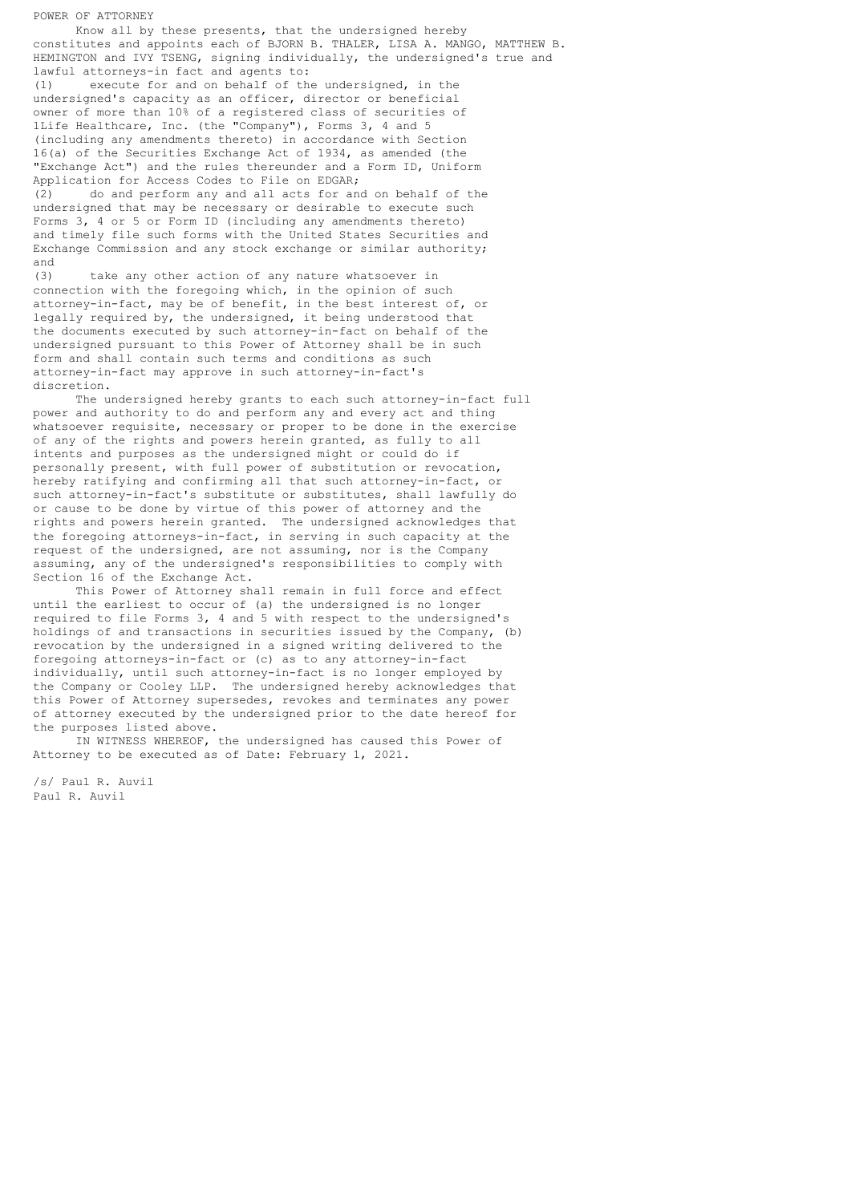# POWER OF ATTORNEY

Know all by these presents, that the undersigned hereby constitutes and appoints each of BJORN B. THALER, LISA A. MANGO, MATTHEW B. HEMINGTON and IVY TSENG, signing individually, the undersigned's true and lawful attorneys-in fact and agents to:

(1) execute for and on behalf of the undersigned, in the undersigned's capacity as an officer, director or beneficial owner of more than 10% of a registered class of securities of 1Life Healthcare, Inc. (the "Company"), Forms 3, 4 and 5 (including any amendments thereto) in accordance with Section 16(a) of the Securities Exchange Act of 1934, as amended (the "Exchange Act") and the rules thereunder and a Form ID, Uniform Application for Access Codes to File on EDGAR;

(2) do and perform any and all acts for and on behalf of the undersigned that may be necessary or desirable to execute such Forms 3, 4 or 5 or Form ID (including any amendments thereto) and timely file such forms with the United States Securities and Exchange Commission and any stock exchange or similar authority; and

(3) take any other action of any nature whatsoever in connection with the foregoing which, in the opinion of such attorney-in-fact, may be of benefit, in the best interest of, or legally required by, the undersigned, it being understood that the documents executed by such attorney-in-fact on behalf of the undersigned pursuant to this Power of Attorney shall be in such form and shall contain such terms and conditions as such attorney-in-fact may approve in such attorney-in-fact's discretion.

The undersigned hereby grants to each such attorney-in-fact full power and authority to do and perform any and every act and thing whatsoever requisite, necessary or proper to be done in the exercise of any of the rights and powers herein granted, as fully to all intents and purposes as the undersigned might or could do if personally present, with full power of substitution or revocation, hereby ratifying and confirming all that such attorney-in-fact, or such attorney-in-fact's substitute or substitutes, shall lawfully do or cause to be done by virtue of this power of attorney and the rights and powers herein granted. The undersigned acknowledges that the foregoing attorneys-in-fact, in serving in such capacity at the request of the undersigned, are not assuming, nor is the Company assuming, any of the undersigned's responsibilities to comply with Section 16 of the Exchange Act.

This Power of Attorney shall remain in full force and effect until the earliest to occur of (a) the undersigned is no longer required to file Forms 3, 4 and 5 with respect to the undersigned's holdings of and transactions in securities issued by the Company, (b) revocation by the undersigned in a signed writing delivered to the foregoing attorneys-in-fact or (c) as to any attorney-in-fact individually, until such attorney-in-fact is no longer employed by the Company or Cooley LLP. The undersigned hereby acknowledges that this Power of Attorney supersedes, revokes and terminates any power of attorney executed by the undersigned prior to the date hereof for the purposes listed above.

IN WITNESS WHEREOF, the undersigned has caused this Power of Attorney to be executed as of Date: February 1, 2021.

/s/ Paul R. Auvil
Paul R. Auvil